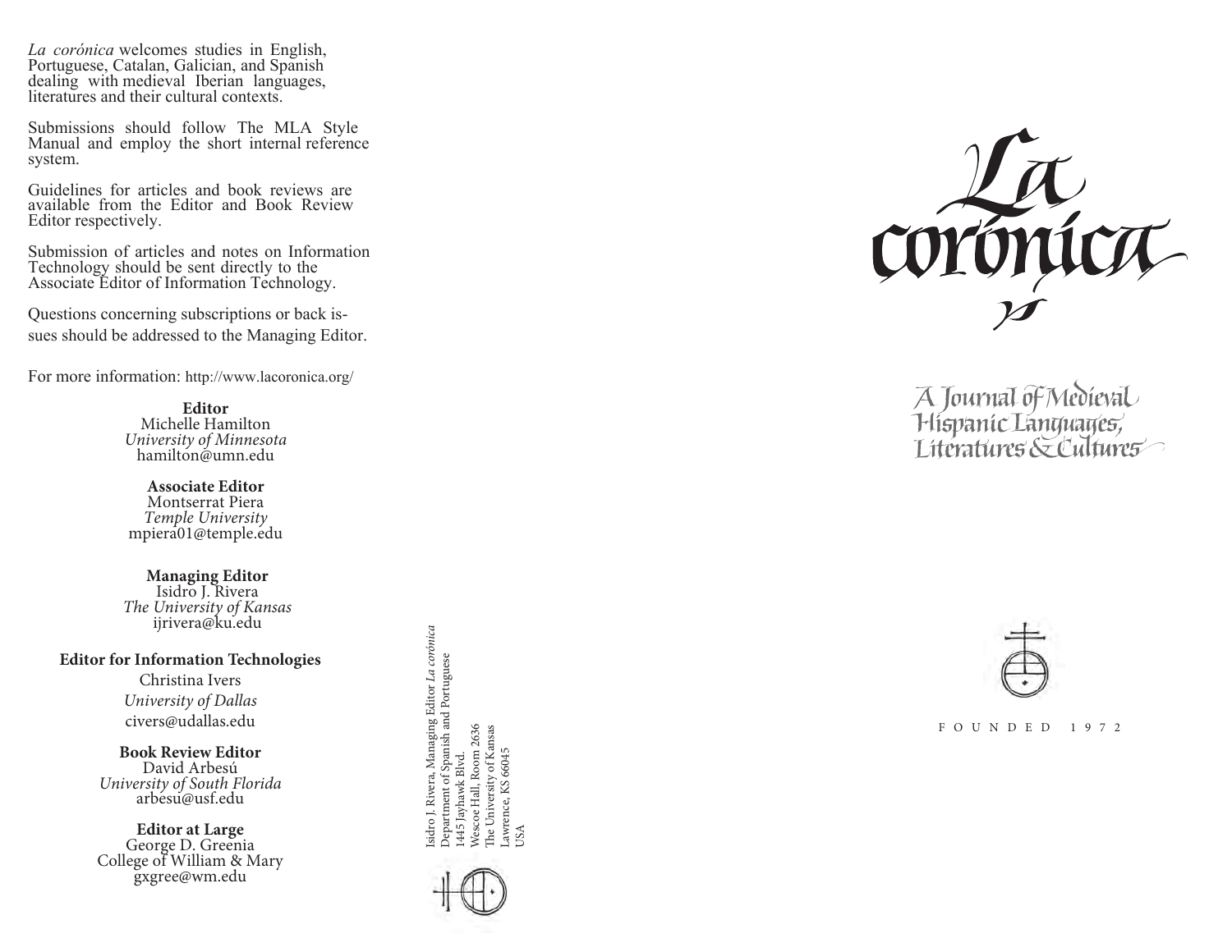*La corónica* welcomes studies in English, Portuguese, Catalan, Galician, and Spanish dealing with medieval Iberian languages, literatures and their cultural contexts.

Submissions should follow The MLA Style Manual and employ the short internal reference system.

Guidelines for articles and book reviews are available from the Editor and Book Review Editor respectively.

Submission of articles and notes on Information Technology should be sent directly to the Associate Editor of Information Technology.

Questions concerning subscriptions or back issues should be addressed to the Managing Editor.

For more information: http://www.lacoronica.org/

**Editor**
Michelle Hamilton
*University of Minnesota*
hamilton@umn.edu

**Associate Editor**
Montserrat Piera
*Temple University*
mpiera01@temple.edu

**Managing Editor**
Isidro J. Rivera
*The University of Kansas*
ijrivera@ku.edu

**Editor for Information Technologies**
Christina Ivers
*University of Dallas*
civers@udallas.edu

**Book Review Editor**
David Arbesú
*University of South Florida*
arbesu@usf.edu

**Editor at Large**
George D. Greenia
College of William & Mary
gxgree@wm.edu

Isidro J. Rivera, Managing Editor *La corónica*
Department of Spanish and Portuguese
1445 Jayhawk Blvd.
Wescoe Hall, Room 2636
The University of Kansas
Lawrence, KS 66045
USA

# La corónica

A Journal of Medieval Hispanic Languages, Literatures & Cultures

FOUNDED 1972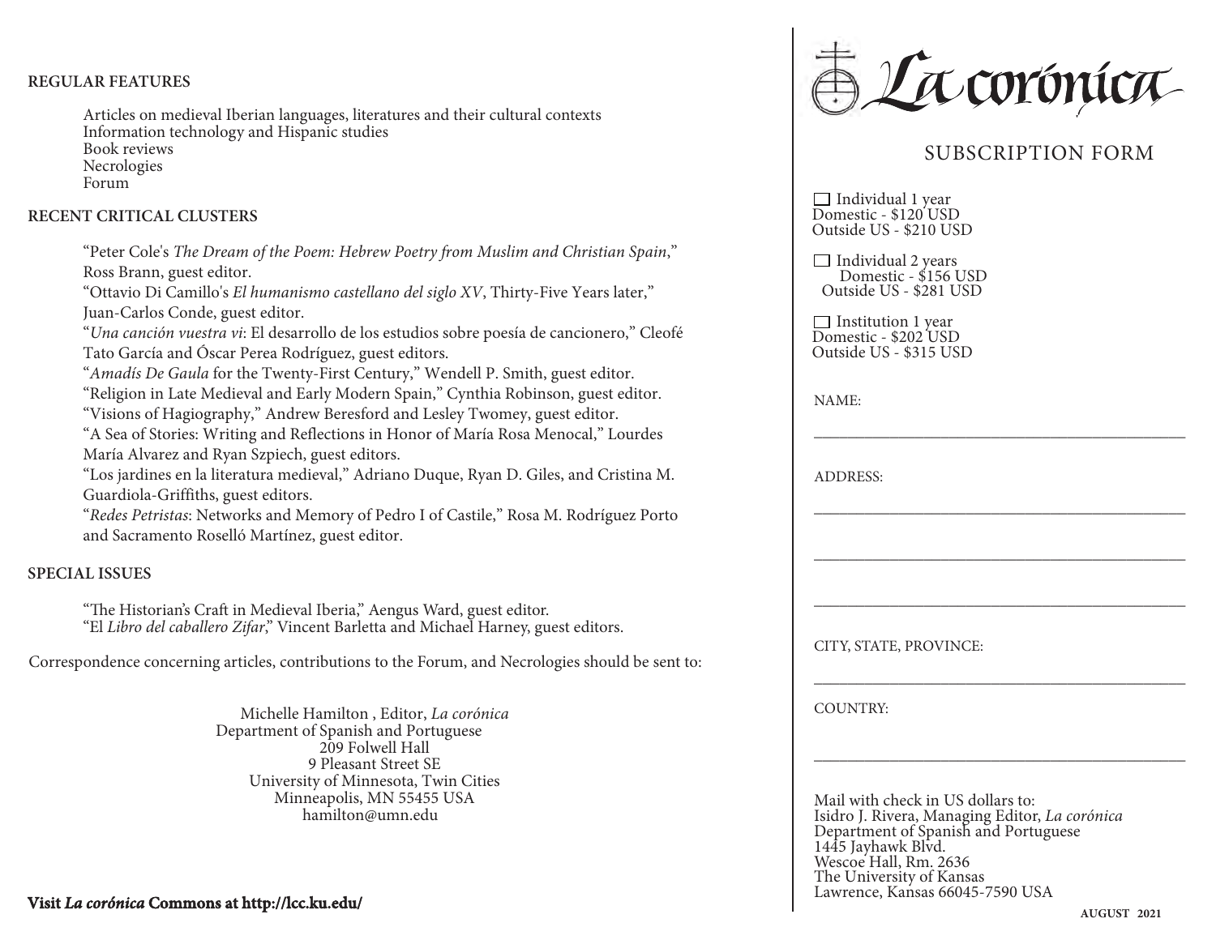**REGULAR FEATURES**

Articles on medieval Iberian languages, literatures and their cultural contexts
Information technology and Hispanic studies
Book reviews
Necrologies
Forum

**RECENT CRITICAL CLUSTERS**

"Peter Cole's *The Dream of the Poem: Hebrew Poetry from Muslim and Christian Spain*," Ross Brann, guest editor.
"Ottavio Di Camillo's *El humanismo castellano del siglo XV*, Thirty-Five Years later," Juan-Carlos Conde, guest editor.
"*Una canción vuestra vi*: El desarrollo de los estudios sobre poesía de cancionero," Cleofé Tato García and Óscar Perea Rodríguez, guest editors.
"*Amadís De Gaula* for the Twenty-First Century," Wendell P. Smith, guest editor.
"Religion in Late Medieval and Early Modern Spain," Cynthia Robinson, guest editor.
"Visions of Hagiography," Andrew Beresford and Lesley Twomey, guest editor.
"A Sea of Stories: Writing and Reflections in Honor of María Rosa Menocal," Lourdes María Alvarez and Ryan Szpiech, guest editors.
"Los jardines en la literatura medieval," Adriano Duque, Ryan D. Giles, and Cristina M. Guardiola-Griffiths, guest editors.
"*Redes Petristas*: Networks and Memory of Pedro I of Castile," Rosa M. Rodríguez Porto and Sacramento Roselló Martínez, guest editor.

**SPECIAL ISSUES**

"The Historian's Craft in Medieval Iberia," Aengus Ward, guest editor.
"El *Libro del caballero Zifar*," Vincent Barletta and Michael Harney, guest editors.

Correspondence concerning articles, contributions to the Forum, and Necrologies should be sent to:

Michelle Hamilton , Editor, *La corónica*
Department of Spanish and Portuguese
209 Folwell Hall
9 Pleasant Street SE
University of Minnesota, Twin Cities
Minneapolis, MN 55455 USA
hamilton@umn.edu

**Visit *La corónica* Commons at http://lcc.ku.edu/**

# La corónica

## SUBSCRIPTION FORM

☐ Individual 1 year
Domestic - \$120 USD
Outside US - \$210 USD

☐ Individual 2 years
Domestic - \$156 USD
Outside US - \$281 USD

☐ Institution 1 year
Domestic - \$202 USD
Outside US - \$315 USD

NAME:

\_\_\_\_\_\_\_\_\_\_\_\_\_\_\_\_\_\_\_\_\_\_\_\_\_\_\_\_\_\_\_\_\_\_\_\_\_\_\_\_

ADDRESS:

\_\_\_\_\_\_\_\_\_\_\_\_\_\_\_\_\_\_\_\_\_\_\_\_\_\_\_\_\_\_\_\_\_\_\_\_\_\_\_\_

\_\_\_\_\_\_\_\_\_\_\_\_\_\_\_\_\_\_\_\_\_\_\_\_\_\_\_\_\_\_\_\_\_\_\_\_\_\_\_\_

\_\_\_\_\_\_\_\_\_\_\_\_\_\_\_\_\_\_\_\_\_\_\_\_\_\_\_\_\_\_\_\_\_\_\_\_\_\_\_\_

CITY, STATE, PROVINCE:

\_\_\_\_\_\_\_\_\_\_\_\_\_\_\_\_\_\_\_\_\_\_\_\_\_\_\_\_\_\_\_\_\_\_\_\_\_\_\_\_

COUNTRY:

\_\_\_\_\_\_\_\_\_\_\_\_\_\_\_\_\_\_\_\_\_\_\_\_\_\_\_\_\_\_\_\_\_\_\_\_\_\_\_\_

Mail with check in US dollars to:
Isidro J. Rivera, Managing Editor, *La corónica*
Department of Spanish and Portuguese
1445 Jayhawk Blvd.
Wescoe Hall, Rm. 2636
The University of Kansas
Lawrence, Kansas 66045-7590 USA

**AUGUST 2021**